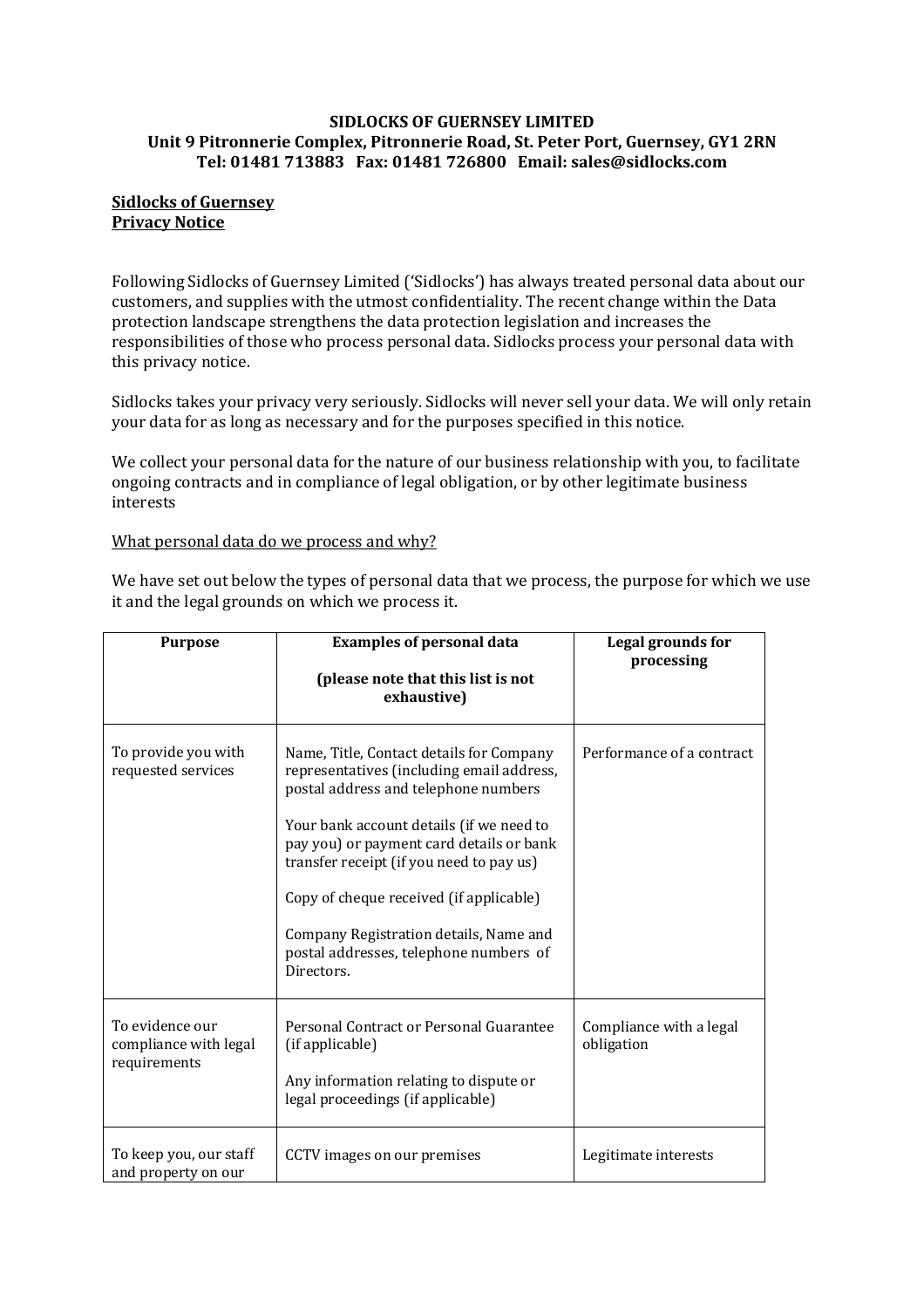**SIDLOCKS OF GUERNSEY LIMITED**
**Unit 9 Pitronnerie Complex, Pitronnerie Road, St. Peter Port, Guernsey, GY1 2RN**
**Tel: 01481 713883 Fax: 01481 726800 Email: sales@sidlocks.com**

**Sidlocks of Guernsey**
**Privacy Notice**

Following Sidlocks of Guernsey Limited ('Sidlocks') has always treated personal data about our customers, and supplies with the utmost confidentiality. The recent change within the Data protection landscape strengthens the data protection legislation and increases the responsibilities of those who process personal data. Sidlocks process your personal data with this privacy notice.

Sidlocks takes your privacy very seriously. Sidlocks will never sell your data. We will only retain your data for as long as necessary and for the purposes specified in this notice.

We collect your personal data for the nature of our business relationship with you, to facilitate ongoing contracts and in compliance of legal obligation, or by other legitimate business interests

What personal data do we process and why?

We have set out below the types of personal data that we process, the purpose for which we use it and the legal grounds on which we process it.

| Purpose | Examples of personal data (please note that this list is not exhaustive) | Legal grounds for processing |
|---|---|---|
| To provide you with requested services | Name, Title, Contact details for Company representatives (including email address, postal address and telephone numbers<br><br>Your bank account details (if we need to pay you) or payment card details or bank transfer receipt (if you need to pay us)<br><br>Copy of cheque received (if applicable)<br><br>Company Registration details, Name and postal addresses, telephone numbers of Directors. | Performance of a contract |
| To evidence our compliance with legal requirements | Personal Contract or Personal Guarantee (if applicable)<br><br>Any information relating to dispute or legal proceedings (if applicable) | Compliance with a legal obligation |
| To keep you, our staff and property on our | CCTV images on our premises | Legitimate interests |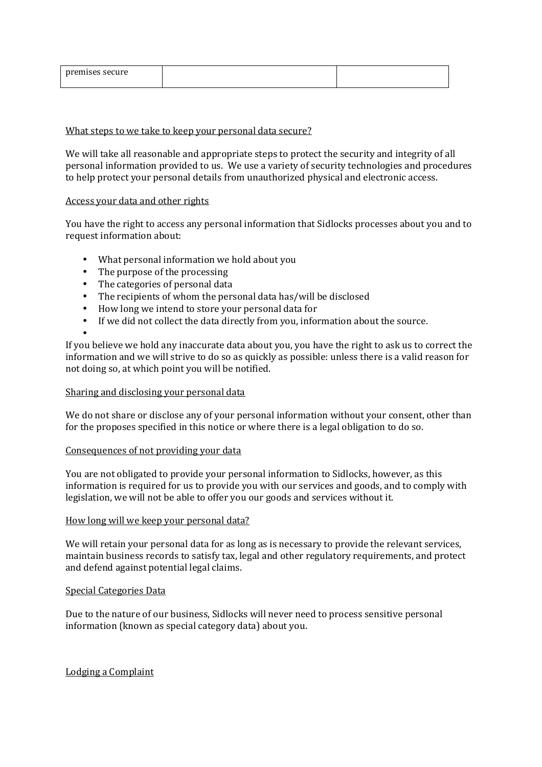| premises secure | | |
|---|---|---|

What steps to we take to keep your personal data secure?

We will take all reasonable and appropriate steps to protect the security and integrity of all personal information provided to us. We use a variety of security technologies and procedures to help protect your personal details from unauthorized physical and electronic access.

Access your data and other rights

You have the right to access any personal information that Sidlocks processes about you and to request information about:

- What personal information we hold about you
- The purpose of the processing
- The categories of personal data
- The recipients of whom the personal data has/will be disclosed
- How long we intend to store your personal data for
- If we did not collect the data directly from you, information about the source.

If you believe we hold any inaccurate data about you, you have the right to ask us to correct the information and we will strive to do so as quickly as possible: unless there is a valid reason for not doing so, at which point you will be notified.

Sharing and disclosing your personal data

We do not share or disclose any of your personal information without your consent, other than for the proposes specified in this notice or where there is a legal obligation to do so.

Consequences of not providing your data

You are not obligated to provide your personal information to Sidlocks, however, as this information is required for us to provide you with our services and goods, and to comply with legislation, we will not be able to offer you our goods and services without it.

How long will we keep your personal data?

We will retain your personal data for as long as is necessary to provide the relevant services, maintain business records to satisfy tax, legal and other regulatory requirements, and protect and defend against potential legal claims.

Special Categories Data

Due to the nature of our business, Sidlocks will never need to process sensitive personal information (known as special category data) about you.

Lodging a Complaint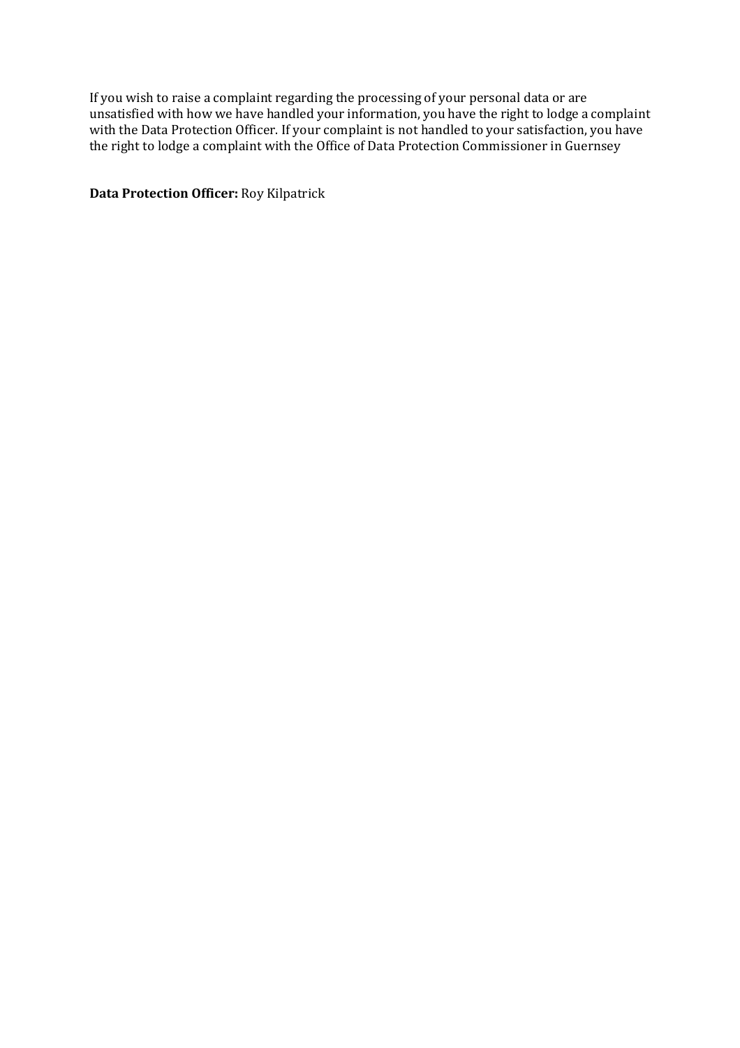If you wish to raise a complaint regarding the processing of your personal data or are unsatisfied with how we have handled your information, you have the right to lodge a complaint with the Data Protection Officer. If your complaint is not handled to your satisfaction, you have the right to lodge a complaint with the Office of Data Protection Commissioner in Guernsey

**Data Protection Officer:** Roy Kilpatrick